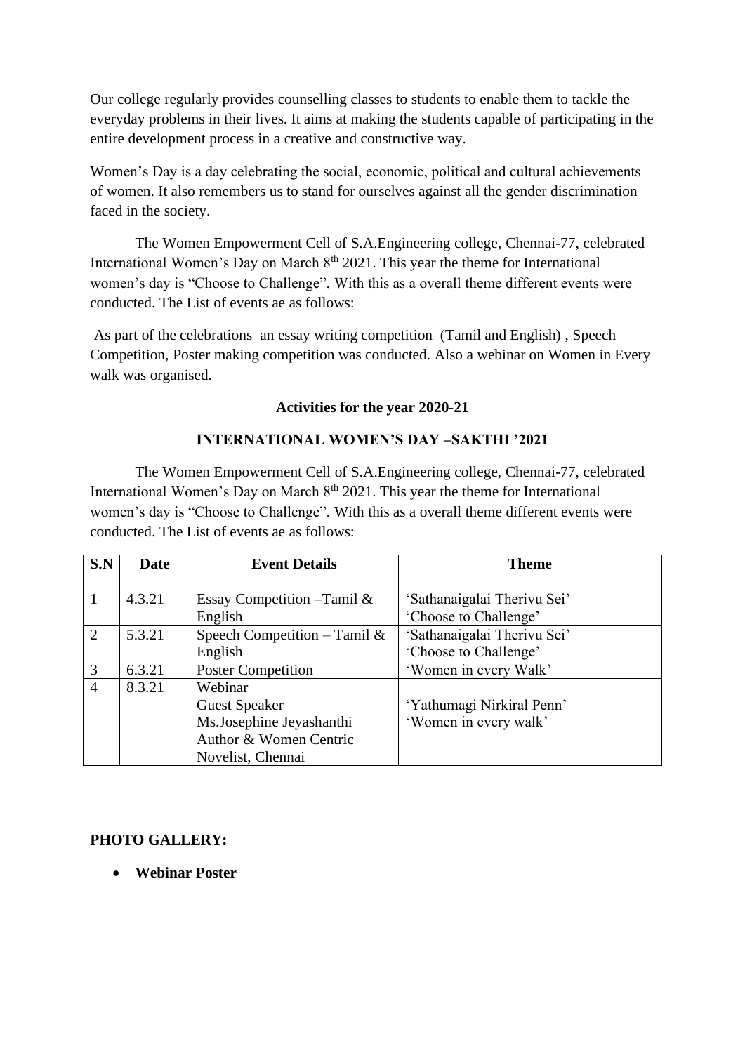Our college regularly provides counselling classes to students to enable them to tackle the everyday problems in their lives. It aims at making the students capable of participating in the entire development process in a creative and constructive way.

Women's Day is a day celebrating the social, economic, political and cultural achievements of women. It also remembers us to stand for ourselves against all the gender discrimination faced in the society.

The Women Empowerment Cell of S.A.Engineering college, Chennai-77, celebrated International Women's Day on March 8th 2021. This year the theme for International women's day is "Choose to Challenge". With this as a overall theme different events were conducted. The List of events ae as follows:

As part of the celebrations an essay writing competition (Tamil and English) , Speech Competition, Poster making competition was conducted. Also a webinar on Women in Every walk was organised.

**Activities for the year 2020-21**

**INTERNATIONAL WOMEN'S DAY –SAKTHI '2021**

The Women Empowerment Cell of S.A.Engineering college, Chennai-77, celebrated International Women's Day on March 8th 2021. This year the theme for International women's day is "Choose to Challenge". With this as a overall theme different events were conducted. The List of events ae as follows:

| S.N | Date | Event Details | Theme |
|---|---|---|---|
| 1 | 4.3.21 | Essay Competition –Tamil & English | 'Sathanaigalai Therivu Sei' 'Choose to Challenge' |
| 2 | 5.3.21 | Speech Competition – Tamil & English | 'Sathanaigalai Therivu Sei' 'Choose to Challenge' |
| 3 | 6.3.21 | Poster Competition | 'Women in every Walk' |
| 4 | 8.3.21 | Webinar Guest Speaker Ms.Josephine Jeyashanthi Author & Women Centric Novelist, Chennai | 'Yathumagi Nirkiral Penn' 'Women in every walk' |

**PHOTO GALLERY:**

- **Webinar Poster**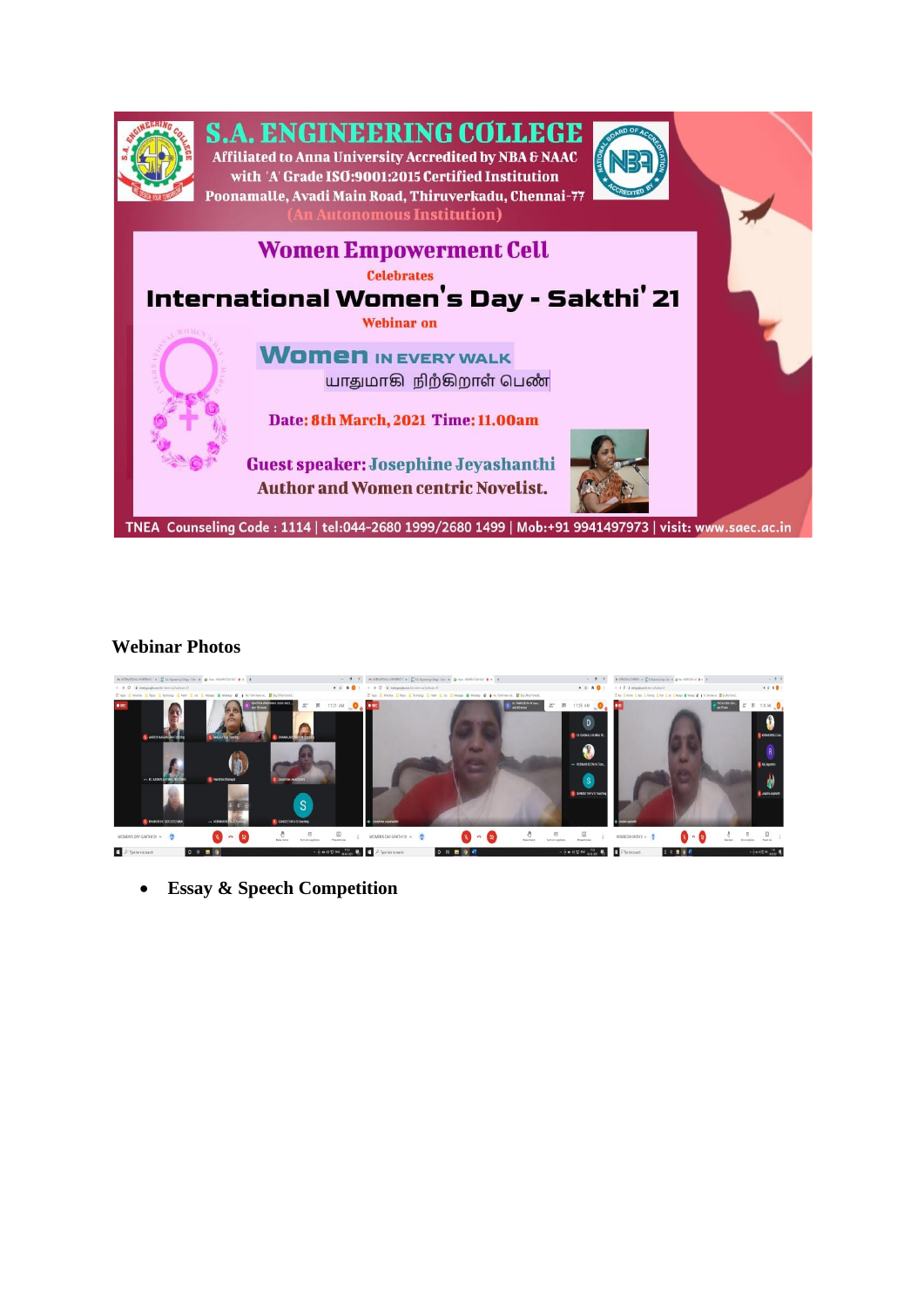# S.A. ENGINEERING COLLEGE

Affiliated to Anna University Accredited by NBA & NAAC with 'A' Grade ISO:9001:2015 Certified Institution

Poonamalle, Avadi Main Road, Thiruverkadu, Chennai-77

(An Autonomous Institution)

## Women Empowerment Cell

Celebrates

## International Women's Day - Sakthi' 21

Webinar on

**Women IN EVERY WALK**

யாதுமாகி நிற்கிறாள் பெண்

Date: 8th March, 2021 Time: 11.00am

Guest speaker: Josephine Jeyashanthi

Author and Women centric Novelist.

TNEA Counseling Code : 1114 | tel:044-2680 1999/2680 1499 | Mob:+91 9941497973 | visit: www.saec.ac.in

### Webinar Photos

- **Essay & Speech Competition**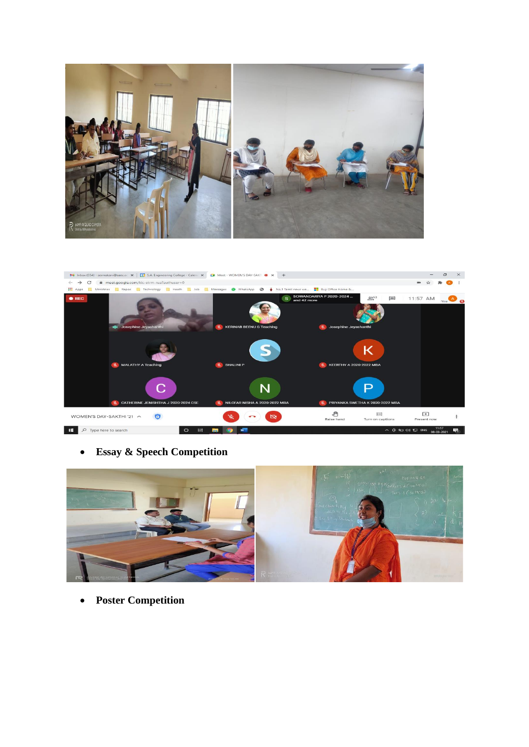- **Essay & Speech Competition**

- **Poster Competition**